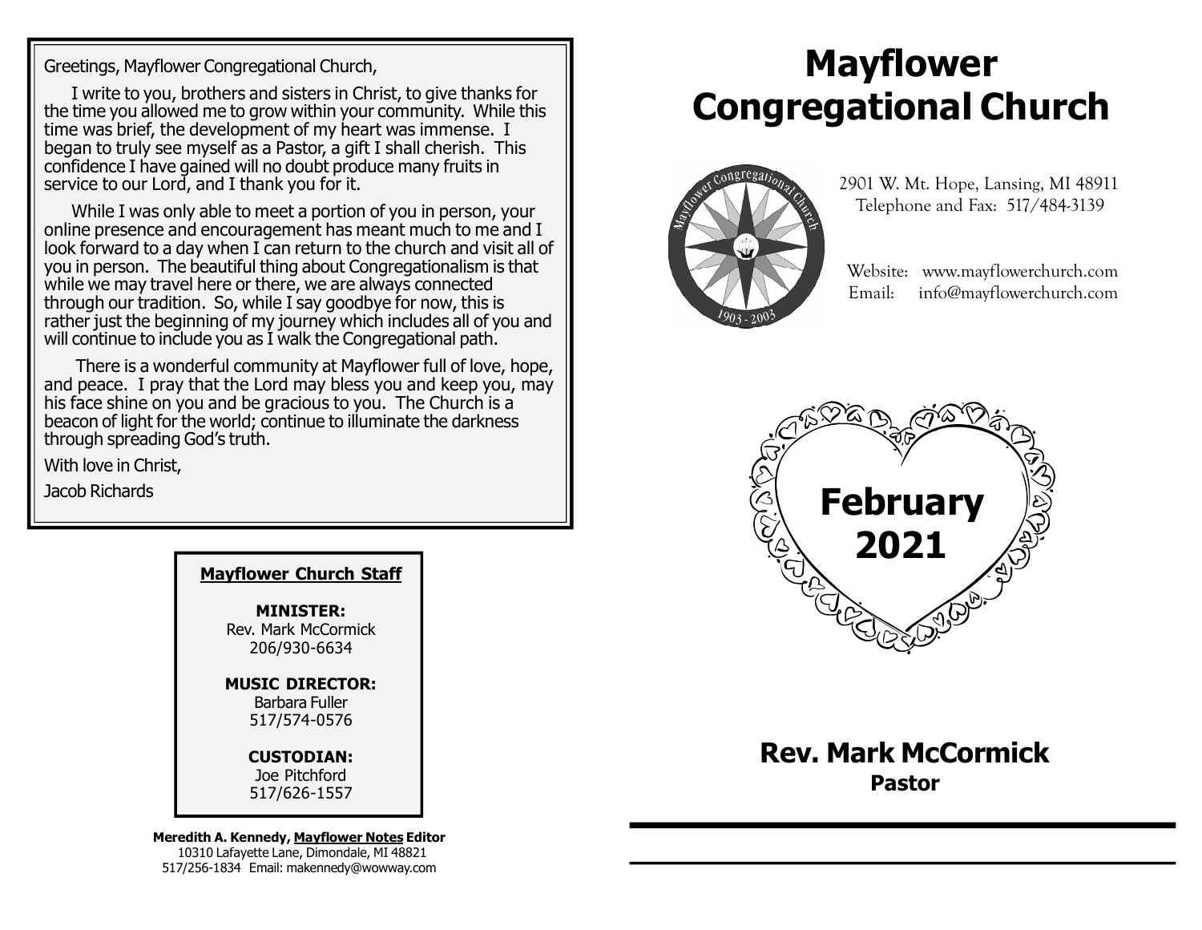Greetings, Mayflower Congregational Church,

I write to you, brothers and sisters in Christ, to give thanks for the time you allowed me to grow within your community. While this time was brief, the development of my heart was immense. I began to truly see myself as a Pastor, a gift I shall cherish. This confidence I have gained will no doubt produce many fruits in service to our Lord, and I thank you for it.

While I was only able to meet a portion of you in person, your online presence and encouragement has meant much to me and I look forward to a day when I can return to the church and visit all of you in person. The beautiful thing about Congregationalism is that while we may travel here or there, we are always connected through our tradition. So, while I say goodbye for now, this is rather just the beginning of my journey which includes all of you and will continue to include you as I walk the Congregational path.

There is a wonderful community at Mayflower full of love, hope, and peace. I pray that the Lord may bless you and keep you, may his face shine on you and be gracious to you. The Church is a beacon of light for the world; continue to illuminate the darkness through spreading God's truth.

With love in Christ,

Jacob Richards

**Mayflower Church Staff**

**MINISTER:**
Rev. Mark McCormick
206/930-6634

**MUSIC DIRECTOR:**
Barbara Fuller
517/574-0576

**CUSTODIAN:**
Joe Pitchford
517/626-1557

**Meredith A. Kennedy, Mayflower Notes Editor**
10310 Lafayette Lane, Dimondale, MI 48821
517/256-1834 Email: makennedy@wowway.com

# Mayflower Congregational Church

Mayflower Congregational Church 1903 - 2003

2901 W. Mt. Hope, Lansing, MI 48911
Telephone and Fax: 517/484-3139

Website: www.mayflowerchurch.com
Email: info@mayflowerchurch.com

## February 2021

## Rev. Mark McCormick
**Pastor**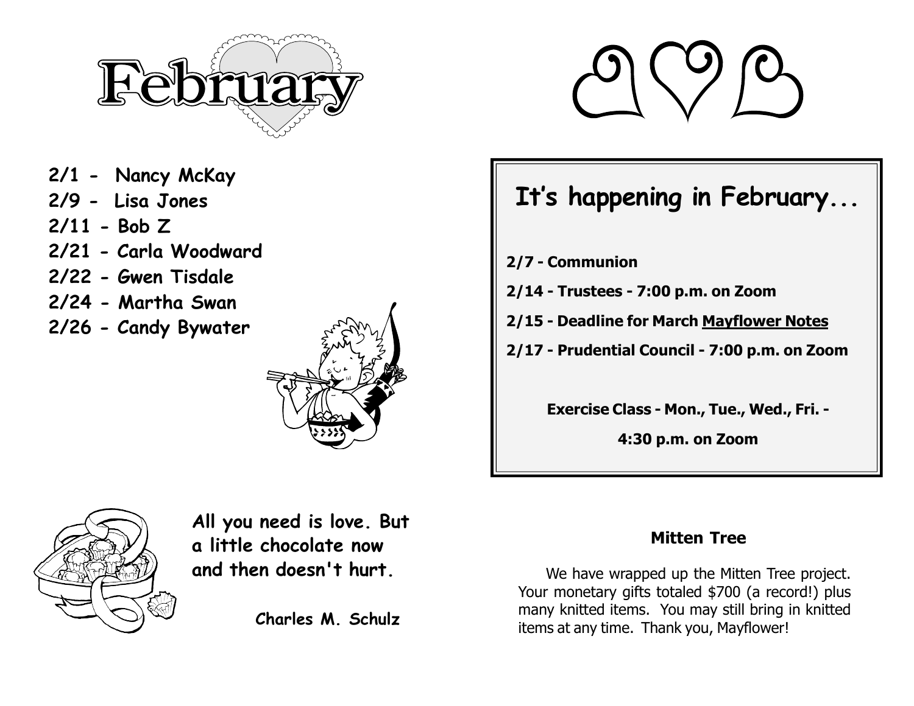# February

- 2/1 - Nancy McKay
- 2/9 - Lisa Jones
- 2/11 - Bob Z
- 2/21 - Carla Woodward
- 2/22 - Gwen Tisdale
- 2/24 - Martha Swan
- 2/26 - Candy Bywater

**All you need is love. But a little chocolate now and then doesn't hurt.**

**Charles M. Schulz**

## It's happening in February...

**2/7 - Communion**

**2/14 - Trustees - 7:00 p.m. on Zoom**

**2/15 - Deadline for March Mayflower Notes**

**2/17 - Prudential Council - 7:00 p.m. on Zoom**

**Exercise Class - Mon., Tue., Wed., Fri. - 4:30 p.m. on Zoom**

### Mitten Tree

We have wrapped up the Mitten Tree project. Your monetary gifts totaled $700 (a record!) plus many knitted items. You may still bring in knitted items at any time. Thank you, Mayflower!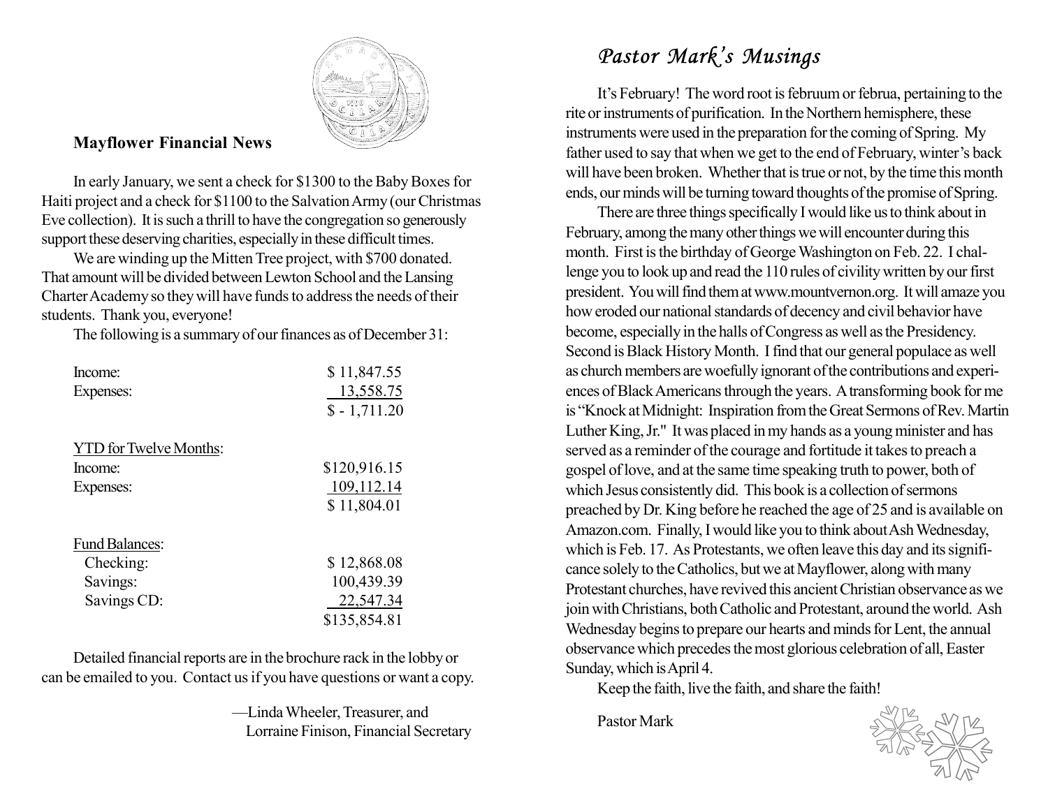## Mayflower Financial News

In early January, we sent a check for $1300 to the Baby Boxes for Haiti project and a check for $1100 to the Salvation Army (our Christmas Eve collection). It is such a thrill to have the congregation so generously support these deserving charities, especially in these difficult times.

We are winding up the Mitten Tree project, with $700 donated. That amount will be divided between Lewton School and the Lansing Charter Academy so they will have funds to address the needs of their students. Thank you, everyone!

The following is a summary of our finances as of December 31:

| | |
|---|---|
| Income: | $ 11,847.55 |
| Expenses: | 13,558.75 |
| | $ - 1,711.20 |
| | |
| YTD for Twelve Months: | |
| Income: | $120,916.15 |
| Expenses: | 109,112.14 |
| | $ 11,804.01 |
| | |
| Fund Balances: | |
| Checking: | $ 12,868.08 |
| Savings: | 100,439.39 |
| Savings CD: | 22,547.34 |
| | $135,854.81 |

Detailed financial reports are in the brochure rack in the lobby or can be emailed to you. Contact us if you have questions or want a copy.

—Linda Wheeler, Treasurer, and
Lorraine Finison, Financial Secretary

## *Pastor Mark's Musings*

It's February! The word root is februum or februa, pertaining to the rite or instruments of purification. In the Northern hemisphere, these instruments were used in the preparation for the coming of Spring. My father used to say that when we get to the end of February, winter's back will have been broken. Whether that is true or not, by the time this month ends, our minds will be turning toward thoughts of the promise of Spring.

There are three things specifically I would like us to think about in February, among the many other things we will encounter during this month. First is the birthday of George Washington on Feb. 22. I challenge you to look up and read the 110 rules of civility written by our first president. You will find them at www.mountvernon.org. It will amaze you how eroded our national standards of decency and civil behavior have become, especially in the halls of Congress as well as the Presidency. Second is Black History Month. I find that our general populace as well as church members are woefully ignorant of the contributions and experiences of Black Americans through the years. A transforming book for me is "Knock at Midnight: Inspiration from the Great Sermons of Rev. Martin Luther King, Jr." It was placed in my hands as a young minister and has served as a reminder of the courage and fortitude it takes to preach a gospel of love, and at the same time speaking truth to power, both of which Jesus consistently did. This book is a collection of sermons preached by Dr. King before he reached the age of 25 and is available on Amazon.com. Finally, I would like you to think about Ash Wednesday, which is Feb. 17. As Protestants, we often leave this day and its significance solely to the Catholics, but we at Mayflower, along with many Protestant churches, have revived this ancient Christian observance as we join with Christians, both Catholic and Protestant, around the world. Ash Wednesday begins to prepare our hearts and minds for Lent, the annual observance which precedes the most glorious celebration of all, Easter Sunday, which is April 4.

Keep the faith, live the faith, and share the faith!

Pastor Mark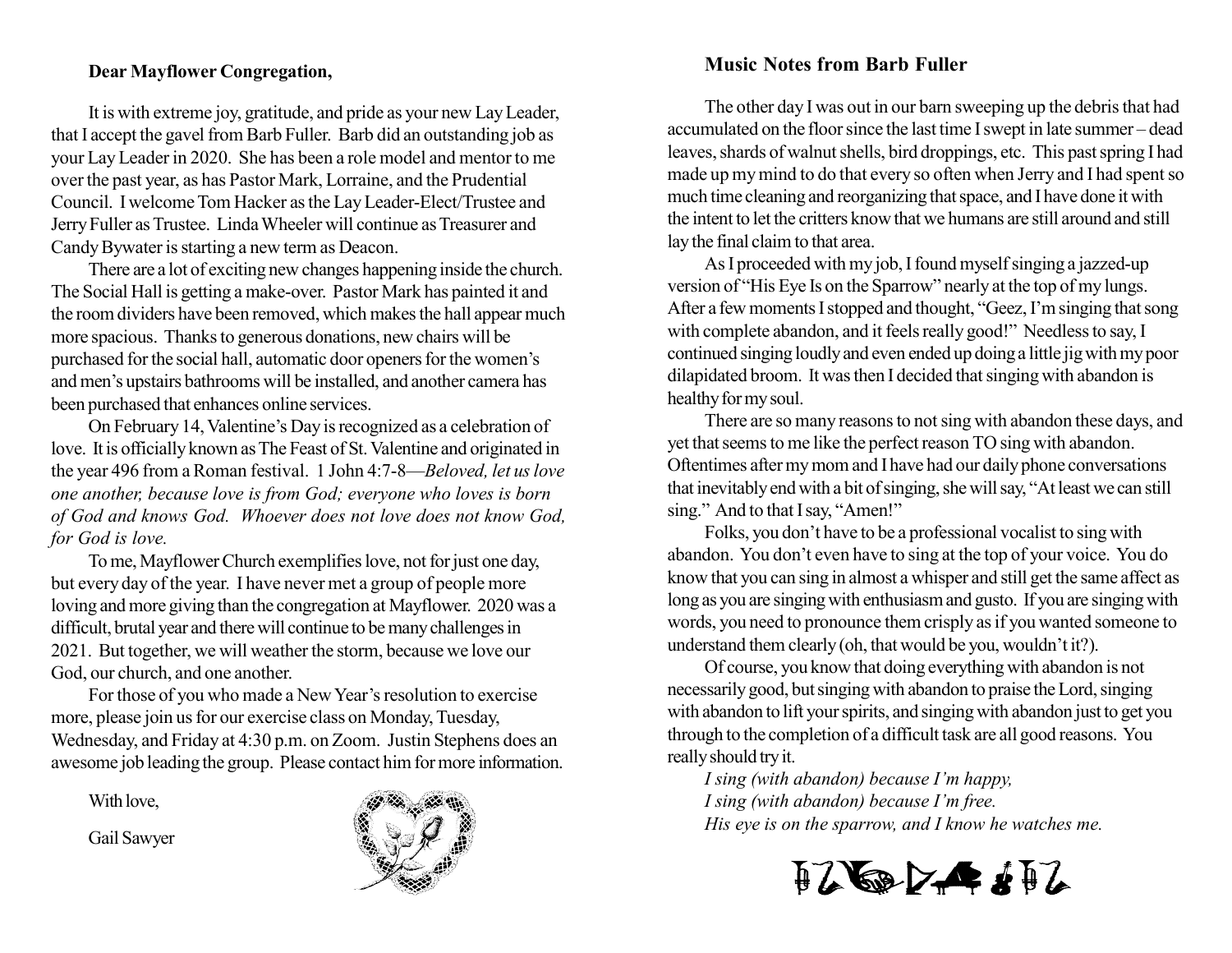**Dear Mayflower Congregation,**

It is with extreme joy, gratitude, and pride as your new Lay Leader, that I accept the gavel from Barb Fuller. Barb did an outstanding job as your Lay Leader in 2020. She has been a role model and mentor to me over the past year, as has Pastor Mark, Lorraine, and the Prudential Council. I welcome Tom Hacker as the Lay Leader-Elect/Trustee and Jerry Fuller as Trustee. Linda Wheeler will continue as Treasurer and Candy Bywater is starting a new term as Deacon.

There are a lot of exciting new changes happening inside the church. The Social Hall is getting a make-over. Pastor Mark has painted it and the room dividers have been removed, which makes the hall appear much more spacious. Thanks to generous donations, new chairs will be purchased for the social hall, automatic door openers for the women's and men's upstairs bathrooms will be installed, and another camera has been purchased that enhances online services.

On February 14, Valentine's Day is recognized as a celebration of love. It is officially known as The Feast of St. Valentine and originated in the year 496 from a Roman festival. 1 John 4:7-8—*Beloved, let us love one another, because love is from God; everyone who loves is born of God and knows God. Whoever does not love does not know God, for God is love.*

To me, Mayflower Church exemplifies love, not for just one day, but every day of the year. I have never met a group of people more loving and more giving than the congregation at Mayflower. 2020 was a difficult, brutal year and there will continue to be many challenges in 2021. But together, we will weather the storm, because we love our God, our church, and one another.

For those of you who made a New Year's resolution to exercise more, please join us for our exercise class on Monday, Tuesday, Wednesday, and Friday at 4:30 p.m. on Zoom. Justin Stephens does an awesome job leading the group. Please contact him for more information.

With love,

Gail Sawyer

## Music Notes from Barb Fuller

The other day I was out in our barn sweeping up the debris that had accumulated on the floor since the last time I swept in late summer – dead leaves, shards of walnut shells, bird droppings, etc. This past spring I had made up my mind to do that every so often when Jerry and I had spent so much time cleaning and reorganizing that space, and I have done it with the intent to let the critters know that we humans are still around and still lay the final claim to that area.

As I proceeded with my job, I found myself singing a jazzed-up version of "His Eye Is on the Sparrow" nearly at the top of my lungs. After a few moments I stopped and thought, "Geez, I'm singing that song with complete abandon, and it feels really good!" Needless to say, I continued singing loudly and even ended up doing a little jig with my poor dilapidated broom. It was then I decided that singing with abandon is healthy for my soul.

There are so many reasons to not sing with abandon these days, and yet that seems to me like the perfect reason TO sing with abandon. Oftentimes after my mom and I have had our daily phone conversations that inevitably end with a bit of singing, she will say, "At least we can still sing." And to that I say, "Amen!"

Folks, you don't have to be a professional vocalist to sing with abandon. You don't even have to sing at the top of your voice. You do know that you can sing in almost a whisper and still get the same affect as long as you are singing with enthusiasm and gusto. If you are singing with words, you need to pronounce them crisply as if you wanted someone to understand them clearly (oh, that would be you, wouldn't it?).

Of course, you know that doing everything with abandon is not necessarily good, but singing with abandon to praise the Lord, singing with abandon to lift your spirits, and singing with abandon just to get you through to the completion of a difficult task are all good reasons. You really should try it.

*I sing (with abandon) because I'm happy,*
*I sing (with abandon) because I'm free.*
*His eye is on the sparrow, and I know he watches me.*